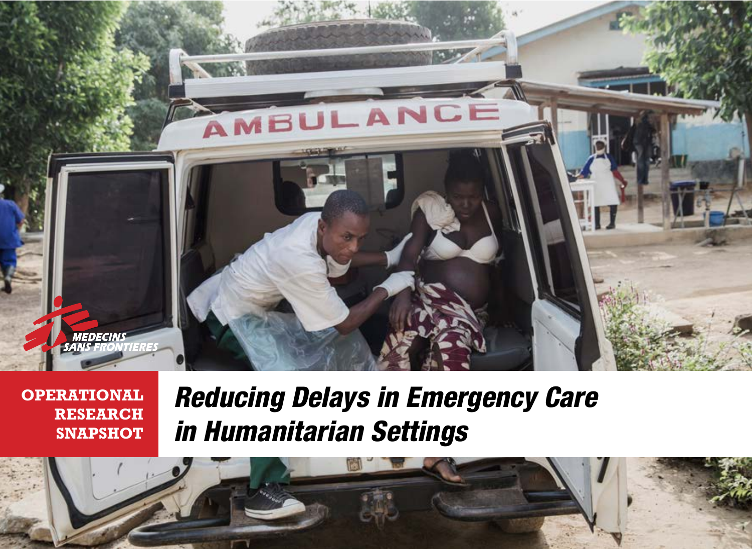MEDECINS SANS FRONTIERES

**OPERATIONAL RESEARCH SNAPSHOT**

# *Reducing Delays in Emergency Care in Humanitarian Settings*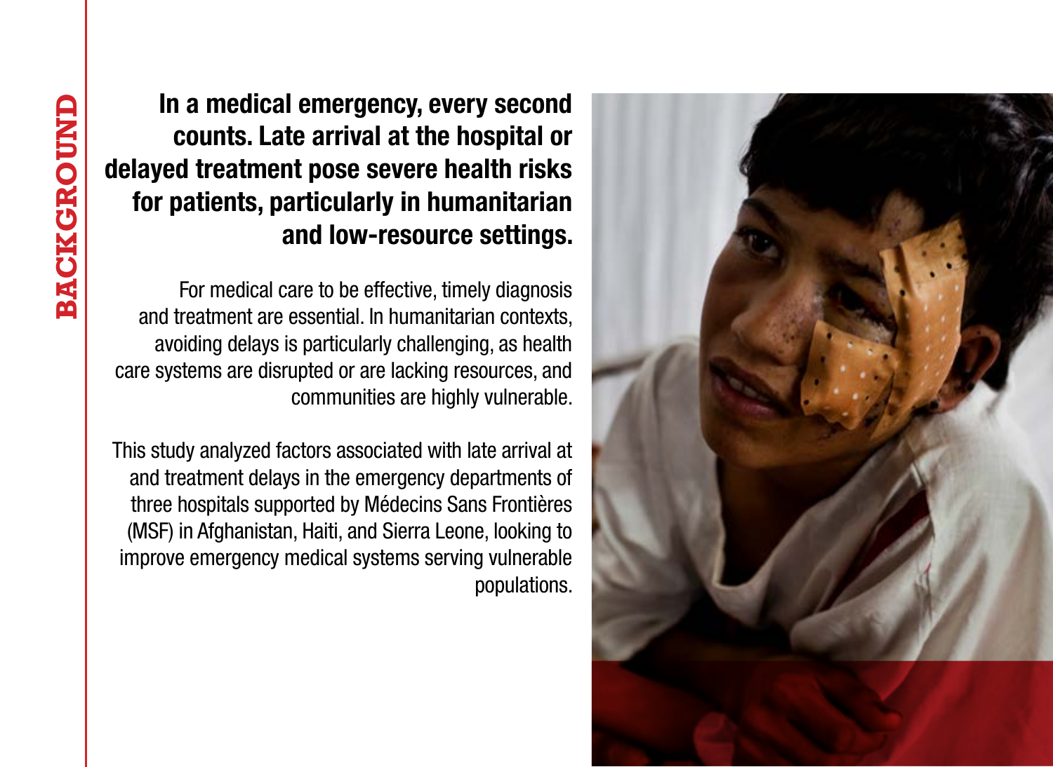# BACKGROUND

**In a medical emergency, every second counts. Late arrival at the hospital or delayed treatment pose severe health risks for patients, particularly in humanitarian and low-resource settings.**

For medical care to be effective, timely diagnosis and treatment are essential. In humanitarian contexts, avoiding delays is particularly challenging, as health care systems are disrupted or are lacking resources, and communities are highly vulnerable.

This study analyzed factors associated with late arrival at and treatment delays in the emergency departments of three hospitals supported by Médecins Sans Frontières (MSF) in Afghanistan, Haiti, and Sierra Leone, looking to improve emergency medical systems serving vulnerable populations.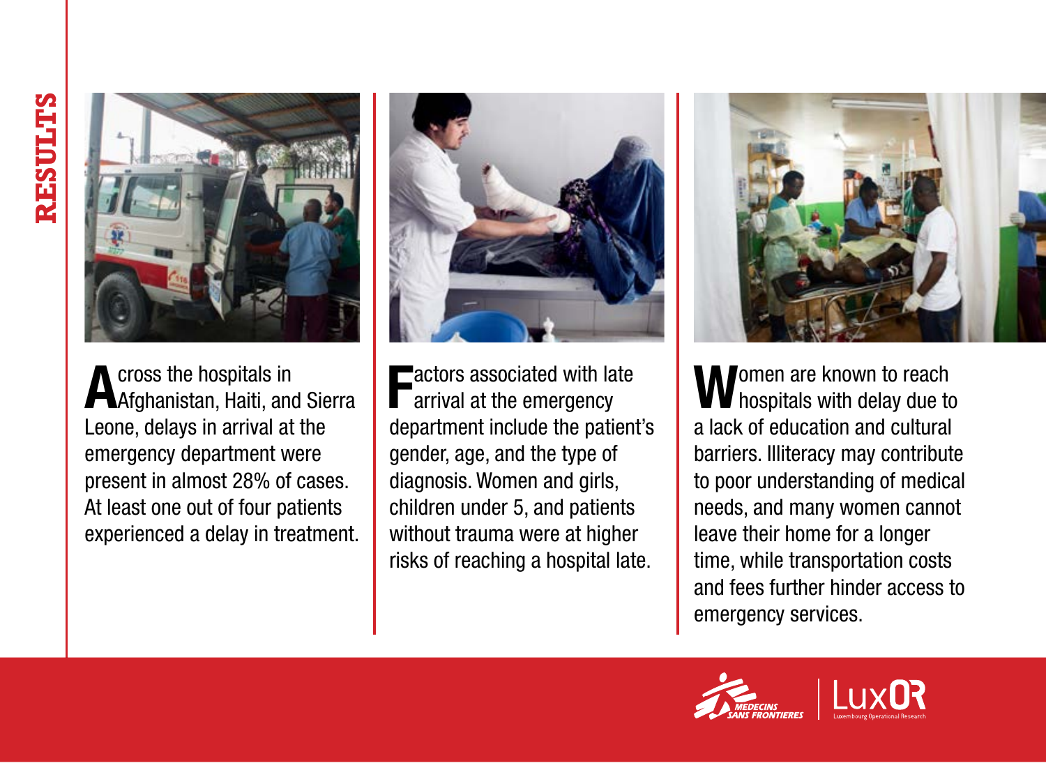# RESULTS

Across the hospitals in Afghanistan, Haiti, and Sierra Leone, delays in arrival at the emergency department were present in almost 28% of cases. At least one out of four patients experienced a delay in treatment.

Factors associated with late arrival at the emergency department include the patient's gender, age, and the type of diagnosis. Women and girls, children under 5, and patients without trauma were at higher risks of reaching a hospital late.

Women are known to reach hospitals with delay due to a lack of education and cultural barriers. Illiteracy may contribute to poor understanding of medical needs, and many women cannot leave their home for a longer time, while transportation costs and fees further hinder access to emergency services.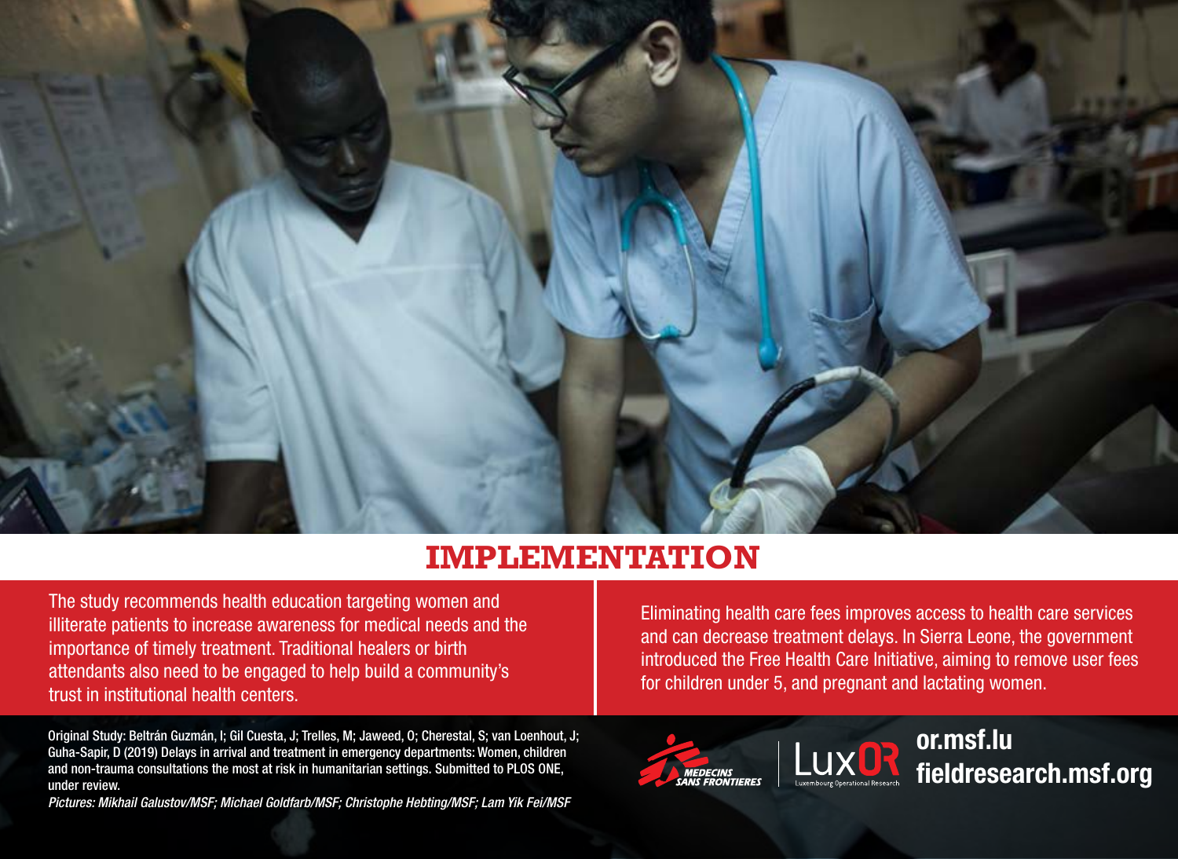# IMPLEMENTATION

The study recommends health education targeting women and illiterate patients to increase awareness for medical needs and the importance of timely treatment. Traditional healers or birth attendants also need to be engaged to help build a community's trust in institutional health centers.

Eliminating health care fees improves access to health care services and can decrease treatment delays. In Sierra Leone, the government introduced the Free Health Care Initiative, aiming to remove user fees for children under 5, and pregnant and lactating women.

Original Study: Beltrán Guzmán, I; Gil Cuesta, J; Trelles, M; Jaweed, O; Cherestal, S; van Loenhout, J; Guha-Sapir, D (2019) Delays in arrival and treatment in emergency departments: Women, children and non-trauma consultations the most at risk in humanitarian settings. Submitted to PLOS ONE, under review.

*Pictures: Mikhail Galustov/MSF; Michael Goldfarb/MSF; Christophe Hebting/MSF; Lam Yik Fei/MSF*

MEDECINS SANS FRONTIERES | LuxOR Luxembourg Operational Research

**or.msf.lu**
**fieldresearch.msf.org**